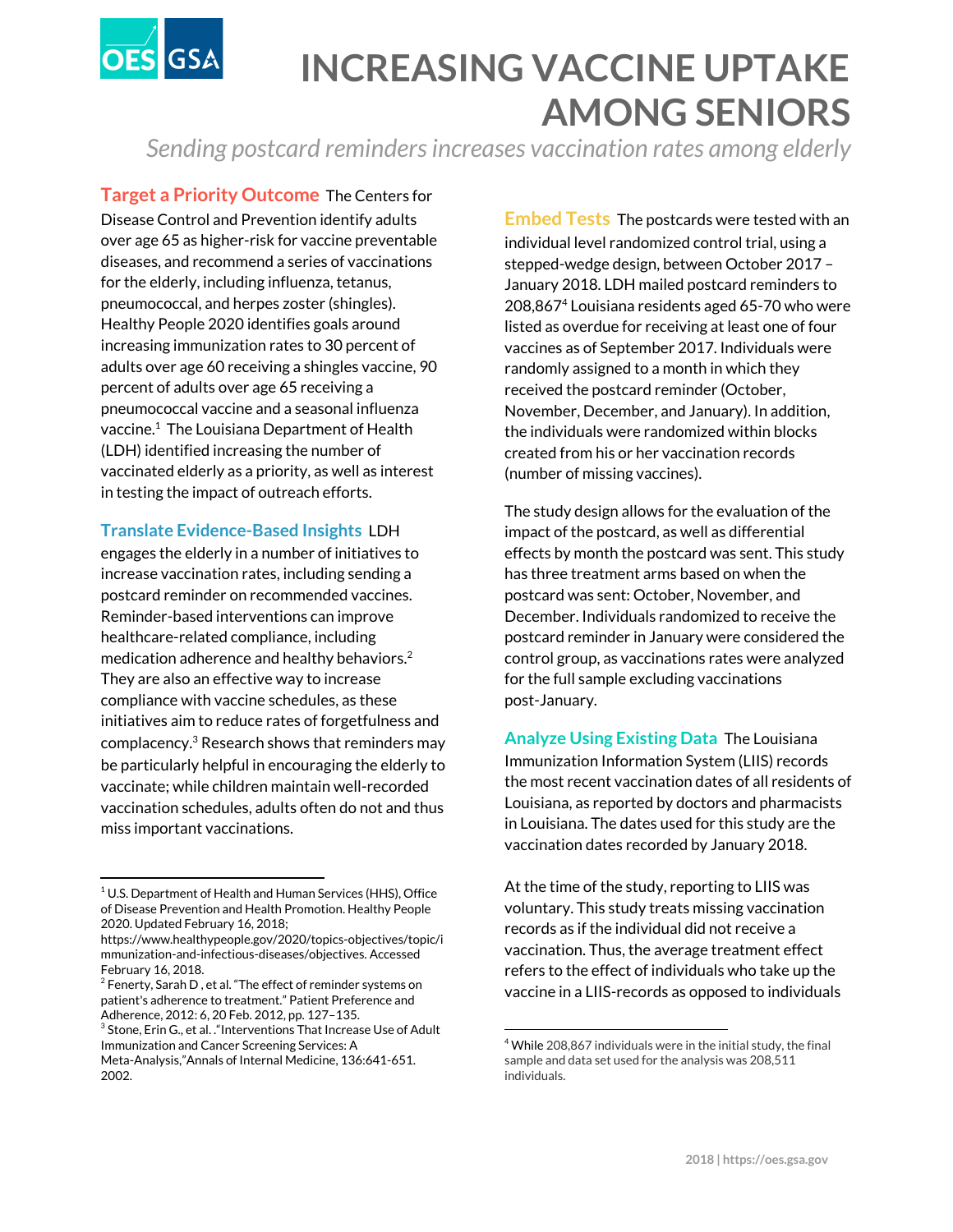# INCREASING VACCINE UPTAKE AMONG SENIORS

*Sending postcard reminders increases vaccination rates among elderly*

**Target a Priority Outcome** The Centers for Disease Control and Prevention identify adults over age 65 as higher-risk for vaccine preventable diseases, and recommend a series of vaccinations for the elderly, including influenza, tetanus, pneumococcal, and herpes zoster (shingles). Healthy People 2020 identifies goals around increasing immunization rates to 30 percent of adults over age 60 receiving a shingles vaccine, 90 percent of adults over age 65 receiving a pneumococcal vaccine and a seasonal influenza vaccine.[1] The Louisiana Department of Health (LDH) identified increasing the number of vaccinated elderly as a priority, as well as interest in testing the impact of outreach efforts.

**Translate Evidence-Based Insights** LDH engages the elderly in a number of initiatives to increase vaccination rates, including sending a postcard reminder on recommended vaccines. Reminder-based interventions can improve healthcare-related compliance, including medication adherence and healthy behaviors.[2] They are also an effective way to increase compliance with vaccine schedules, as these initiatives aim to reduce rates of forgetfulness and complacency.[3] Research shows that reminders may be particularly helpful in encouraging the elderly to vaccinate; while children maintain well-recorded vaccination schedules, adults often do not and thus miss important vaccinations.

**Embed Tests** The postcards were tested with an individual level randomized control trial, using a stepped-wedge design, between October 2017 – January 2018. LDH mailed postcard reminders to 208,867[4] Louisiana residents aged 65-70 who were listed as overdue for receiving at least one of four vaccines as of September 2017. Individuals were randomly assigned to a month in which they received the postcard reminder (October, November, December, and January). In addition, the individuals were randomized within blocks created from his or her vaccination records (number of missing vaccines).

The study design allows for the evaluation of the impact of the postcard, as well as differential effects by month the postcard was sent. This study has three treatment arms based on when the postcard was sent: October, November, and December. Individuals randomized to receive the postcard reminder in January were considered the control group, as vaccinations rates were analyzed for the full sample excluding vaccinations post-January.

**Analyze Using Existing Data** The Louisiana Immunization Information System (LIIS) records the most recent vaccination dates of all residents of Louisiana, as reported by doctors and pharmacists in Louisiana. The dates used for this study are the vaccination dates recorded by January 2018.

At the time of the study, reporting to LIIS was voluntary. This study treats missing vaccination records as if the individual did not receive a vaccination. Thus, the average treatment effect refers to the effect of individuals who take up the vaccine in a LIIS-records as opposed to individuals

---

[1] U.S. Department of Health and Human Services (HHS), Office of Disease Prevention and Health Promotion. Healthy People 2020. Updated February 16, 2018; https://www.healthypeople.gov/2020/topics-objectives/topic/immunization-and-infectious-diseases/objectives. Accessed February 16, 2018.

[2] Fenerty, Sarah D , et al. "The effect of reminder systems on patient's adherence to treatment." Patient Preference and Adherence, 2012: 6, 20 Feb. 2012, pp. 127–135.

[3] Stone, Erin G., et al. ."Interventions That Increase Use of Adult Immunization and Cancer Screening Services: A Meta-Analysis,"Annals of Internal Medicine, 136:641-651. 2002.

[4] While 208,867 individuals were in the initial study, the final sample and data set used for the analysis was 208,511 individuals.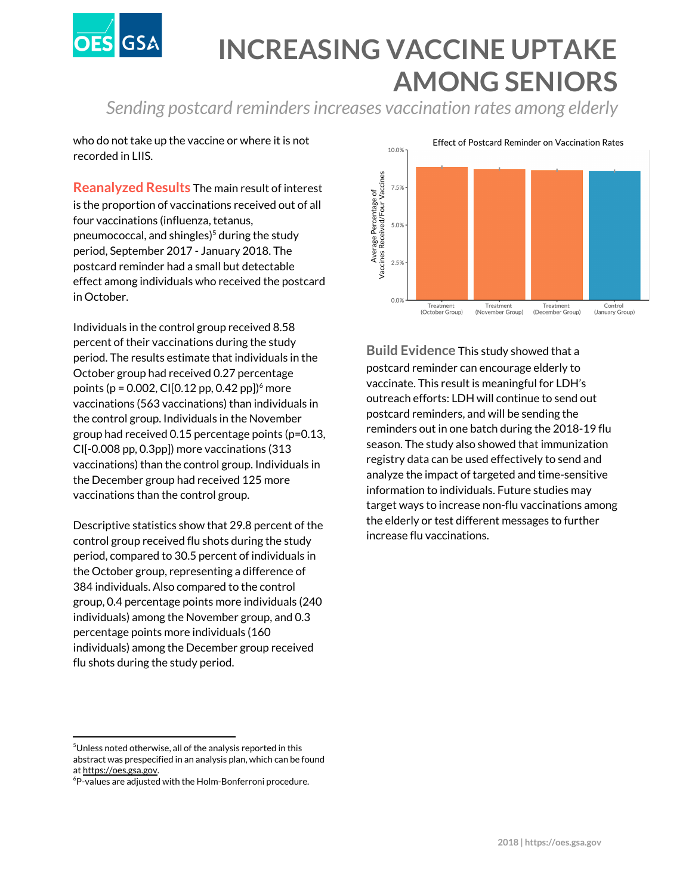# INCREASING VACCINE UPTAKE AMONG SENIORS

*Sending postcard reminders increases vaccination rates among elderly*

who do not take up the vaccine or where it is not recorded in LIIS.

**Reanalyzed Results** The main result of interest is the proportion of vaccinations received out of all four vaccinations (influenza, tetanus, pneumococcal, and shingles)[5] during the study period, September 2017 - January 2018. The postcard reminder had a small but detectable effect among individuals who received the postcard in October.

Individuals in the control group received 8.58 percent of their vaccinations during the study period. The results estimate that individuals in the October group had received 0.27 percentage points ($p = 0.002$, CI[0.12 pp, 0.42 pp])[6] more vaccinations (563 vaccinations) than individuals in the control group. Individuals in the November group had received 0.15 percentage points ($p=0.13$, CI[-0.008 pp, 0.3pp]) more vaccinations (313 vaccinations) than the control group. Individuals in the December group had received 125 more vaccinations than the control group.

Descriptive statistics show that 29.8 percent of the control group received flu shots during the study period, compared to 30.5 percent of individuals in the October group, representing a difference of 384 individuals. Also compared to the control group, 0.4 percentage points more individuals (240 individuals) among the November group, and 0.3 percentage points more individuals (160 individuals) among the December group received flu shots during the study period.

Effect of Postcard Reminder on Vaccination Rates

Average Percentage of Vaccines Received/Four Vaccines

0.0%
2.5%
5.0%
7.5%
10.0%

Treatment (October Group)
Treatment (November Group)
Treatment (December Group)
Control (January Group)

**Build Evidence** This study showed that a postcard reminder can encourage elderly to vaccinate. This result is meaningful for LDH's outreach efforts: LDH will continue to send out postcard reminders, and will be sending the reminders out in one batch during the 2018-19 flu season. The study also showed that immunization registry data can be used effectively to send and analyze the impact of targeted and time-sensitive information to individuals. Future studies may target ways to increase non-flu vaccinations among the elderly or test different messages to further increase flu vaccinations.

[5] Unless noted otherwise, all of the analysis reported in this abstract was prespecified in an analysis plan, which can be found at https://oes.gsa.gov.

[6] P-values are adjusted with the Holm-Bonferroni procedure.